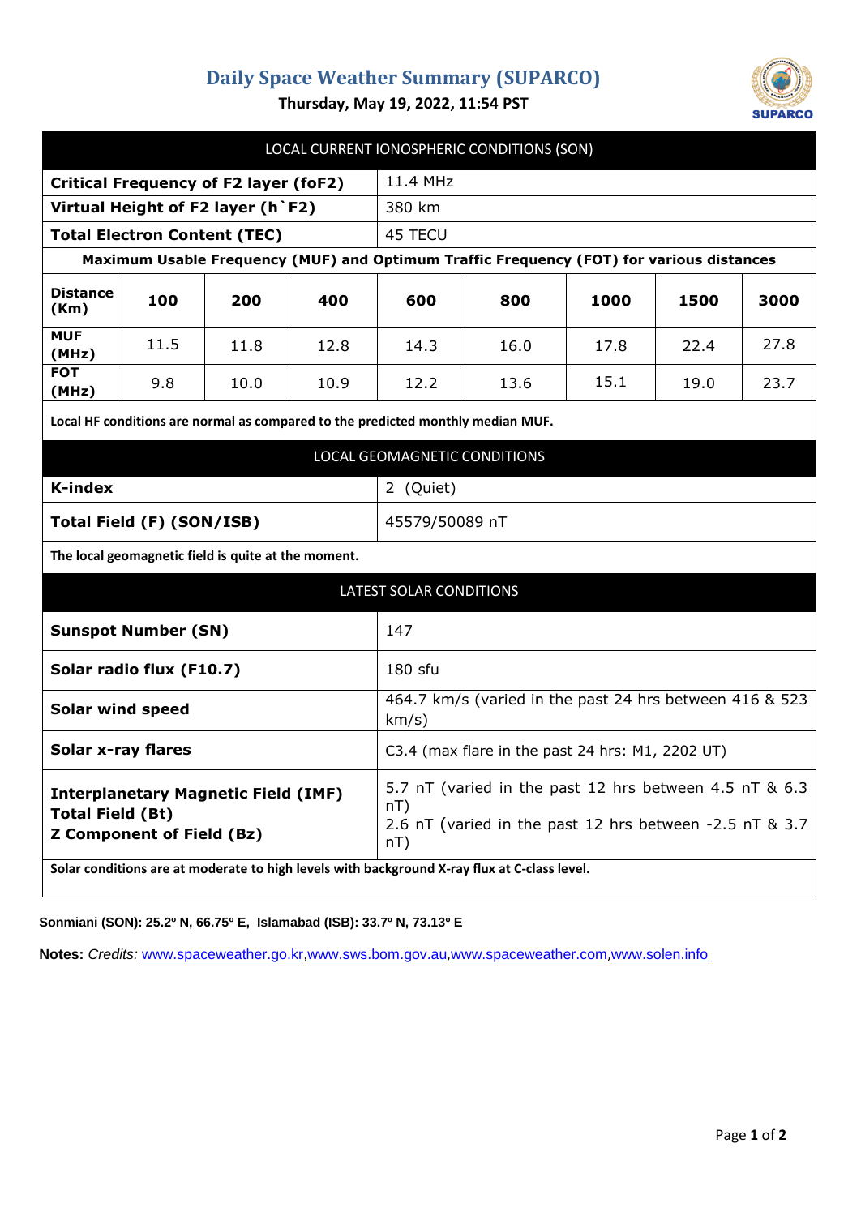# Daily Space Weather Summary (SUPARCO)

**Thursday, May 19, 2022, 11:54 PST**

## LOCAL CURRENT IONOSPHERIC CONDITIONS (SON)

| | |
|---|---|
| **Critical Frequency of F2 layer (foF2)** | 11.4 MHz |
| **Virtual Height of F2 layer (h`F2)** | 380 km |
| **Total Electron Content (TEC)** | 45 TECU |

**Maximum Usable Frequency (MUF) and Optimum Traffic Frequency (FOT) for various distances**

| **Distance (Km)** | **100** | **200** | **400** | **600** | **800** | **1000** | **1500** | **3000** |
|---|---|---|---|---|---|---|---|---|
| **MUF (MHz)** | 11.5 | 11.8 | 12.8 | 14.3 | 16.0 | 17.8 | 22.4 | 27.8 |
| **FOT (MHz)** | 9.8 | 10.0 | 10.9 | 12.2 | 13.6 | 15.1 | 19.0 | 23.7 |

**Local HF conditions are normal as compared to the predicted monthly median MUF.**

## LOCAL GEOMAGNETIC CONDITIONS

| | |
|---|---|
| **K-index** | 2 (Quiet) |
| **Total Field (F) (SON/ISB)** | 45579/50089 nT |

**The local geomagnetic field is quite at the moment.**

## LATEST SOLAR CONDITIONS

| | |
|---|---|
| **Sunspot Number (SN)** | 147 |
| **Solar radio flux (F10.7)** | 180 sfu |
| **Solar wind speed** | 464.7 km/s (varied in the past 24 hrs between 416 & 523 km/s) |
| **Solar x-ray flares** | C3.4 (max flare in the past 24 hrs: M1, 2202 UT) |
| **Interplanetary Magnetic Field (IMF) Total Field (Bt)** | 5.7 nT (varied in the past 12 hrs between 4.5 nT & 6.3 nT) |
| **Z Component of Field (Bz)** | 2.6 nT (varied in the past 12 hrs between -2.5 nT & 3.7 nT) |

**Solar conditions are at moderate to high levels with background X-ray flux at C-class level.**

**Sonmiani (SON): 25.2º N, 66.75º E, Islamabad (ISB): 33.7º N, 73.13º E**

**Notes:** *Credits:* www.spaceweather.go.kr,www.sws.bom.gov.au,www.spaceweather.com,www.solen.info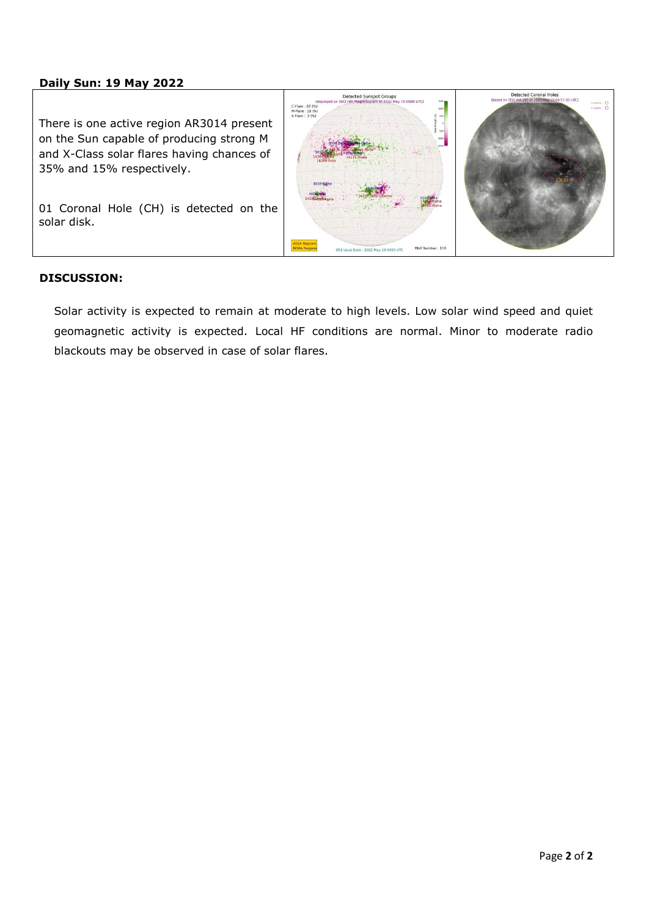**Daily Sun: 19 May 2022**

There is one active region AR3014 present on the Sun capable of producing strong M and X-Class solar flares having chances of 35% and 15% respectively.

01 Coronal Hole (CH) is detected on the solar disk.

**DISCUSSION:**

Solar activity is expected to remain at moderate to high levels. Low solar wind speed and quiet geomagnetic activity is expected. Local HF conditions are normal. Minor to moderate radio blackouts may be observed in case of solar flares.